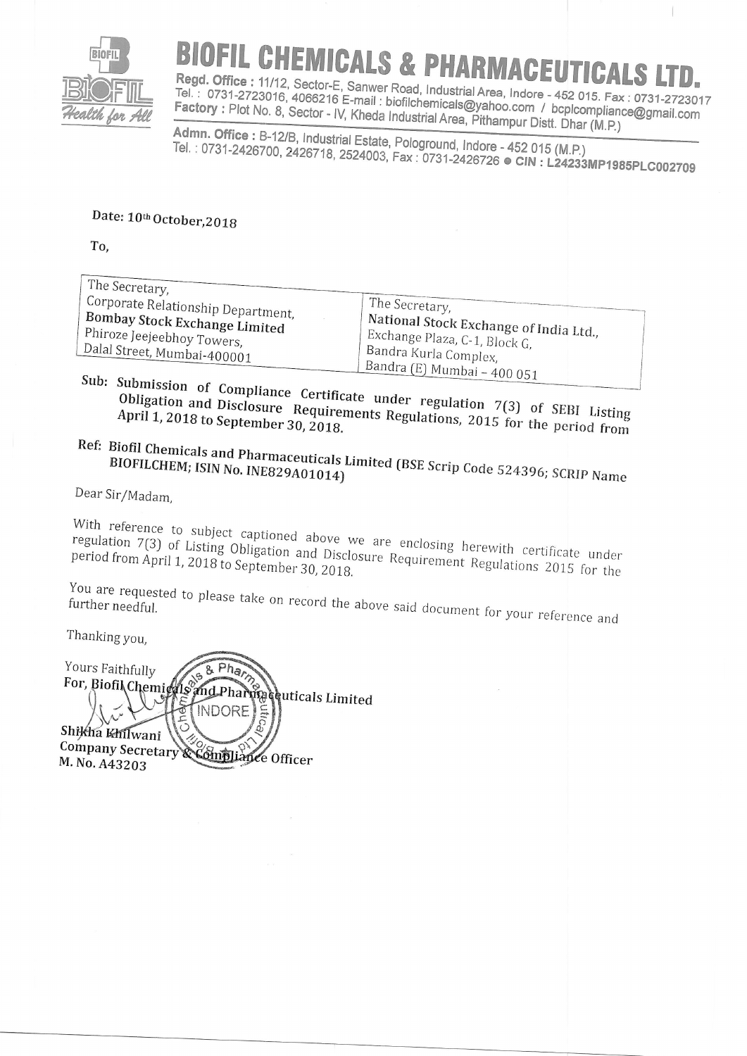# BIOFIL CHEMICALS & PHARMACEUTICALS LTD.

**Regd. Office :** 11/12, Sector-E, Sanwer Road, Industrial Area, Indore - 452 015. Fax : 0731-2723017
Tel. : 0731-2723016, 4066216 E-mail : biofilchemicals@yahoo.com / bcplcompliance@gmail.com
**Factory :** Plot No. 8, Sector - IV, Kheda Industrial Area, Pithampur Distt. Dhar (M.P.)

**Admn. Office :** B-12/B, Industrial Estate, Pologround, Indore - 452 015 (M.P.)
Tel. : 0731-2426700, 2426718, 2524003, Fax : 0731-2426726 ● **CIN : L24233MP1985PLC002709**

Date: 10th October,2018

To,

| The Secretary, Corporate Relationship Department, **Bombay Stock Exchange Limited** Phiroze Jeejeebhoy Towers, Dalal Street, Mumbai-400001 | The Secretary, **National Stock Exchange of India Ltd.,** Exchange Plaza, C-1, Block G, Bandra Kurla Complex, Bandra (E) Mumbai – 400 051 |
|---|---|

**Sub: Submission of Compliance Certificate under regulation 7(3) of SEBI Listing Obligation and Disclosure Requirements Regulations, 2015 for the period from April 1, 2018 to September 30, 2018.**

**Ref: Biofil Chemicals and Pharmaceuticals Limited (BSE Scrip Code 524396; SCRIP Name BIOFILCHEM; ISIN No. INE829A01014)**

Dear Sir/Madam,

With reference to subject captioned above we are enclosing herewith certificate under regulation 7(3) of Listing Obligation and Disclosure Requirement Regulations 2015 for the period from April 1, 2018 to September 30, 2018.

You are requested to please take on record the above said document for your reference and further needful.

Thanking you,

Yours Faithfully
**For, Biofil Chemicals and Pharmaceuticals Limited**

**Shikha Khilwani**
**Company Secretary & Compliance Officer**
**M. No. A43203**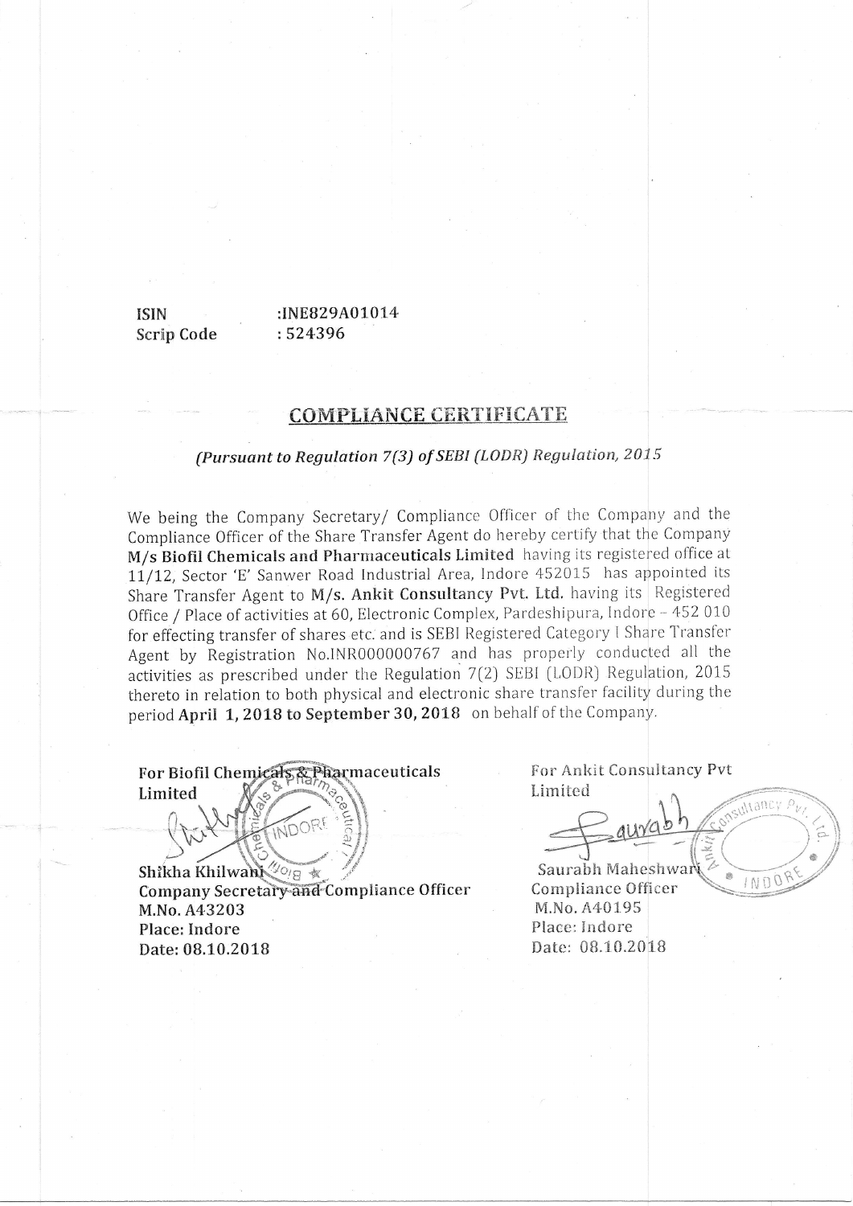ISIN :INE829A01014
Scrip Code : 524396

## COMPLIANCE CERTIFICATE

*(Pursuant to Regulation 7(3) of SEBI (LODR) Regulation, 2015*

We being the Company Secretary/ Compliance Officer of the Company and the Compliance Officer of the Share Transfer Agent do hereby certify that the Company **M/s Biofil Chemicals and Pharmaceuticals Limited** having its registered office at 11/12, Sector 'E' Sanwer Road Industrial Area, Indore 452015 has appointed its Share Transfer Agent to **M/s. Ankit Consultancy Pvt. Ltd.** having its Registered Office / Place of activities at 60, Electronic Complex, Pardeshipura, Indore – 452 010 for effecting transfer of shares etc. and is SEBI Registered Category I Share Transfer Agent by Registration No.INR000000767 and has properly conducted all the activities as prescribed under the Regulation 7(2) SEBI (LODR) Regulation, 2015 thereto in relation to both physical and electronic share transfer facility during the period **April 1, 2018 to September 30, 2018** on behalf of the Company.

**For Biofil Chemicals & Pharmaceuticals Limited**

**Shikha Khilwani**
**Company Secretary and Compliance Officer**
**M.No. A43203**
**Place: Indore**
**Date: 08.10.2018**

For Ankit Consultancy Pvt Limited

Saurabh Maheshwari
Compliance Officer
M.No. A40195
Place: Indore
Date: 08.10.2018